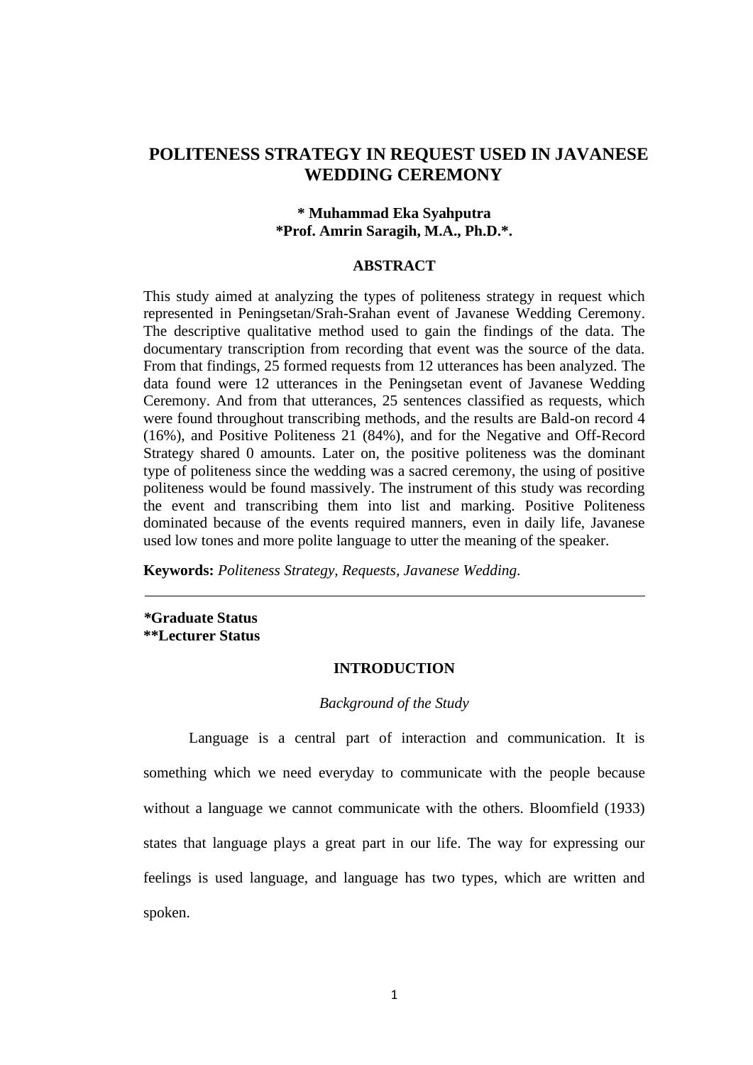# POLITENESS STRATEGY IN REQUEST USED IN JAVANESE WEDDING CEREMONY

**\* Muhammad Eka Syahputra**
**\*Prof. Amrin Saragih, M.A., Ph.D.\*.**

## ABSTRACT

This study aimed at analyzing the types of politeness strategy in request which represented in Peningsetan/Srah-Srahan event of Javanese Wedding Ceremony. The descriptive qualitative method used to gain the findings of the data. The documentary transcription from recording that event was the source of the data. From that findings, 25 formed requests from 12 utterances has been analyzed. The data found were 12 utterances in the Peningsetan event of Javanese Wedding Ceremony. And from that utterances, 25 sentences classified as requests, which were found throughout transcribing methods, and the results are Bald-on record 4 (16%), and Positive Politeness 21 (84%), and for the Negative and Off-Record Strategy shared 0 amounts. Later on, the positive politeness was the dominant type of politeness since the wedding was a sacred ceremony, the using of positive politeness would be found massively. The instrument of this study was recording the event and transcribing them into list and marking. Positive Politeness dominated because of the events required manners, even in daily life, Javanese used low tones and more polite language to utter the meaning of the speaker.

**Keywords:** *Politeness Strategy, Requests, Javanese Wedding.*

---

***\*Graduate Status**
**\*\*Lecturer Status**

## INTRODUCTION

### *Background of the Study*

Language is a central part of interaction and communication. It is something which we need everyday to communicate with the people because without a language we cannot communicate with the others. Bloomfield (1933) states that language plays a great part in our life. The way for expressing our feelings is used language, and language has two types, which are written and spoken.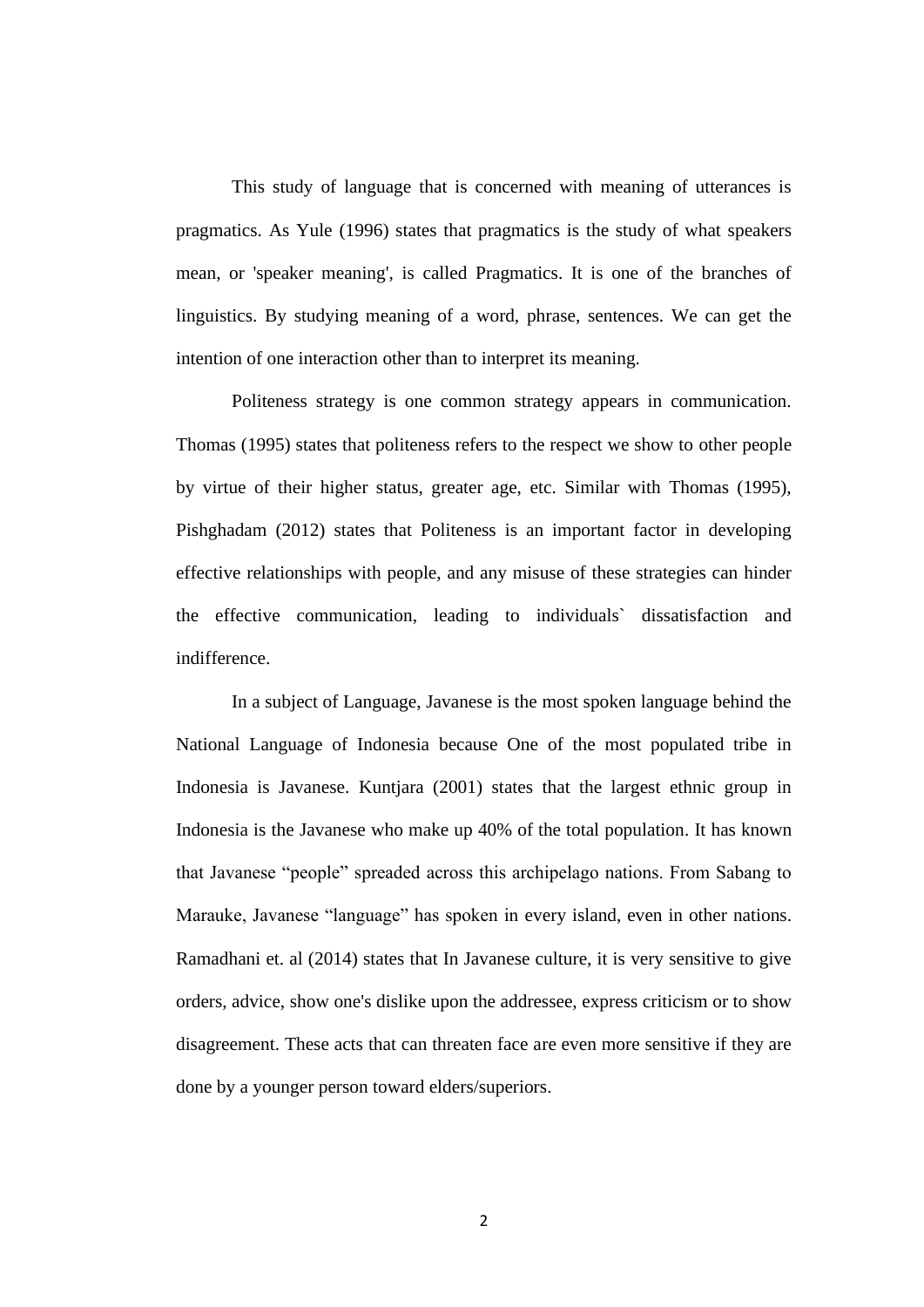This study of language that is concerned with meaning of utterances is pragmatics. As Yule (1996) states that pragmatics is the study of what speakers mean, or 'speaker meaning', is called Pragmatics. It is one of the branches of linguistics. By studying meaning of a word, phrase, sentences. We can get the intention of one interaction other than to interpret its meaning.

Politeness strategy is one common strategy appears in communication. Thomas (1995) states that politeness refers to the respect we show to other people by virtue of their higher status, greater age, etc. Similar with Thomas (1995), Pishghadam (2012) states that Politeness is an important factor in developing effective relationships with people, and any misuse of these strategies can hinder the effective communication, leading to individuals` dissatisfaction and indifference.

In a subject of Language, Javanese is the most spoken language behind the National Language of Indonesia because One of the most populated tribe in Indonesia is Javanese. Kuntjara (2001) states that the largest ethnic group in Indonesia is the Javanese who make up 40% of the total population. It has known that Javanese "people" spreaded across this archipelago nations. From Sabang to Marauke, Javanese "language" has spoken in every island, even in other nations. Ramadhani et. al (2014) states that In Javanese culture, it is very sensitive to give orders, advice, show one's dislike upon the addressee, express criticism or to show disagreement. These acts that can threaten face are even more sensitive if they are done by a younger person toward elders/superiors.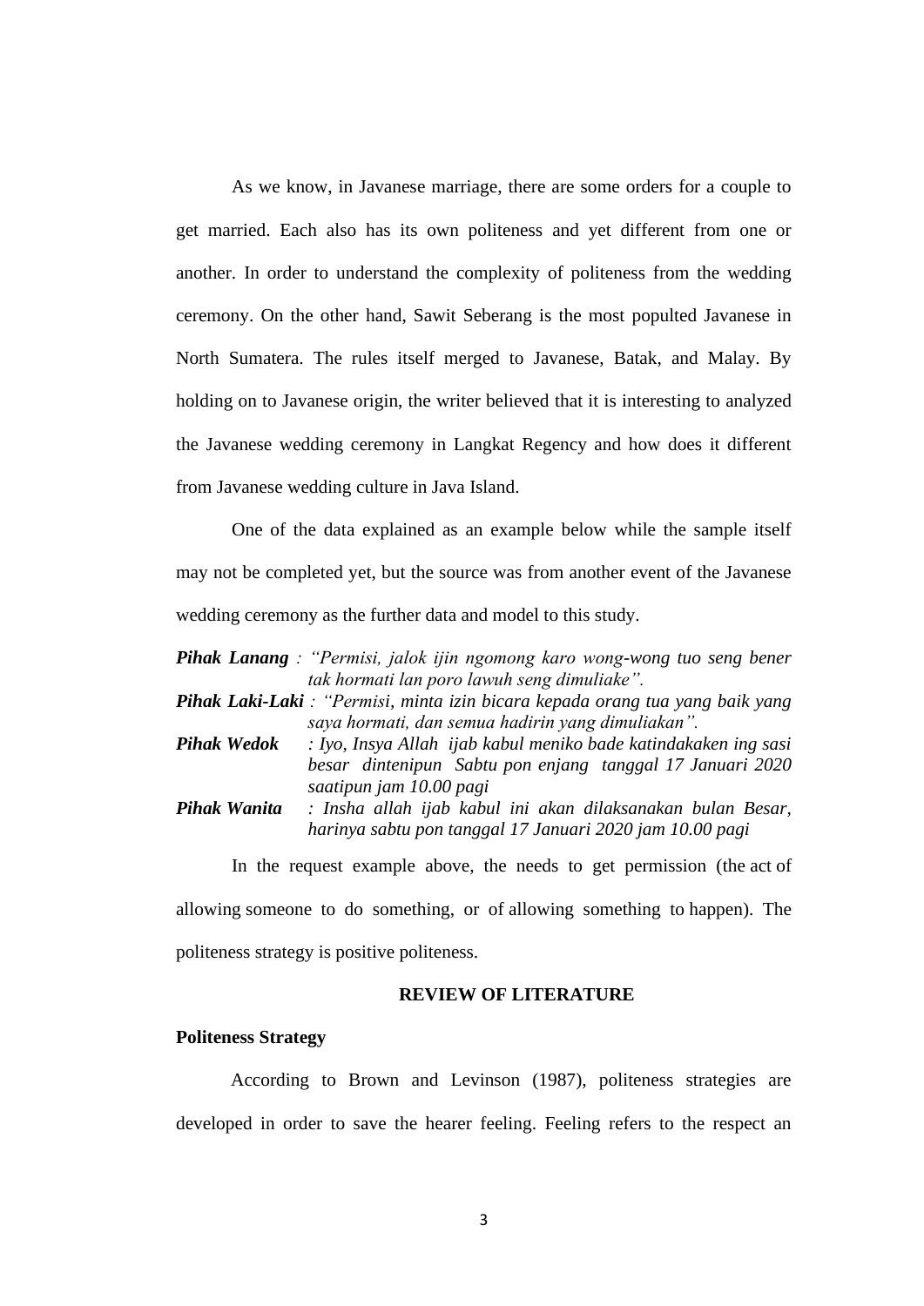As we know, in Javanese marriage, there are some orders for a couple to get married. Each also has its own politeness and yet different from one or another. In order to understand the complexity of politeness from the wedding ceremony. On the other hand, Sawit Seberang is the most populted Javanese in North Sumatera. The rules itself merged to Javanese, Batak, and Malay. By holding on to Javanese origin, the writer believed that it is interesting to analyzed the Javanese wedding ceremony in Langkat Regency and how does it different from Javanese wedding culture in Java Island.

One of the data explained as an example below while the sample itself may not be completed yet, but the source was from another event of the Javanese wedding ceremony as the further data and model to this study.

***Pihak Lanang*** *: "Permisi, jalok ijin ngomong karo wong-wong tuo seng bener tak hormati lan poro lawuh seng dimuliake".*

***Pihak Laki-Laki*** *: "Permisi, minta izin bicara kepada orang tua yang baik yang saya hormati, dan semua hadirin yang dimuliakan".*

***Pihak Wedok*** *: Iyo, Insya Allah ijab kabul meniko bade katindakaken ing sasi besar dintenipun Sabtu pon enjang tanggal 17 Januari 2020 saatipun jam 10.00 pagi*

***Pihak Wanita*** *: Insha allah ijab kabul ini akan dilaksanakan bulan Besar, harinya sabtu pon tanggal 17 Januari 2020 jam 10.00 pagi*

In the request example above, the needs to get permission (the act of allowing someone to do something, or of allowing something to happen). The politeness strategy is positive politeness.

## REVIEW OF LITERATURE

### Politeness Strategy

According to Brown and Levinson (1987), politeness strategies are developed in order to save the hearer feeling. Feeling refers to the respect an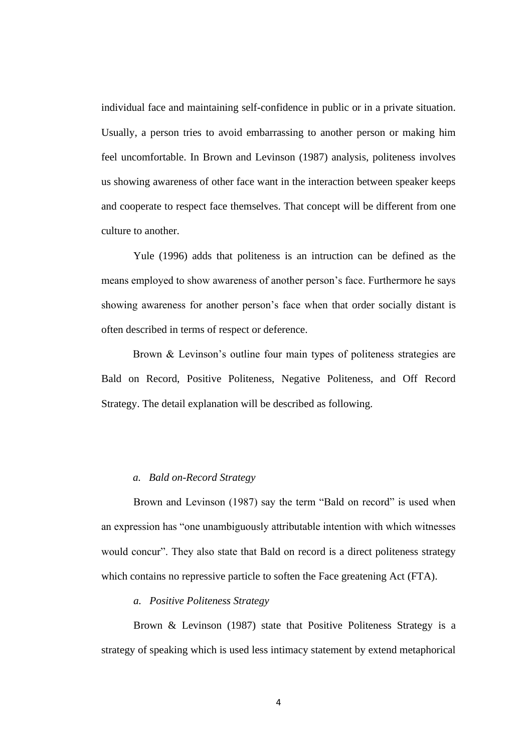individual face and maintaining self-confidence in public or in a private situation. Usually, a person tries to avoid embarrassing to another person or making him feel uncomfortable. In Brown and Levinson (1987) analysis, politeness involves us showing awareness of other face want in the interaction between speaker keeps and cooperate to respect face themselves. That concept will be different from one culture to another.

Yule (1996) adds that politeness is an intruction can be defined as the means employed to show awareness of another person's face. Furthermore he says showing awareness for another person's face when that order socially distant is often described in terms of respect or deference.

Brown & Levinson's outline four main types of politeness strategies are Bald on Record, Positive Politeness, Negative Politeness, and Off Record Strategy. The detail explanation will be described as following.

*a. Bald on-Record Strategy*

Brown and Levinson (1987) say the term "Bald on record" is used when an expression has "one unambiguously attributable intention with which witnesses would concur". They also state that Bald on record is a direct politeness strategy which contains no repressive particle to soften the Face greatening Act (FTA).

*a. Positive Politeness Strategy*

Brown & Levinson (1987) state that Positive Politeness Strategy is a strategy of speaking which is used less intimacy statement by extend metaphorical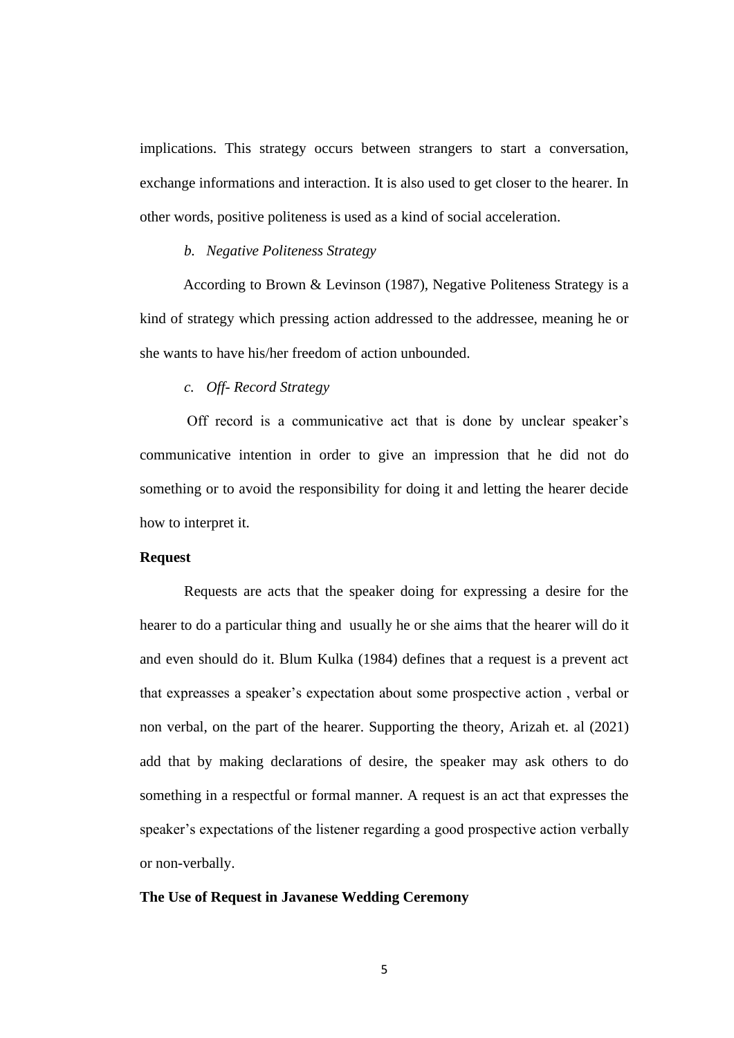implications. This strategy occurs between strangers to start a conversation, exchange informations and interaction. It is also used to get closer to the hearer. In other words, positive politeness is used as a kind of social acceleration.

*b. Negative Politeness Strategy*

According to Brown & Levinson (1987), Negative Politeness Strategy is a kind of strategy which pressing action addressed to the addressee, meaning he or she wants to have his/her freedom of action unbounded.

*c. Off- Record Strategy*

Off record is a communicative act that is done by unclear speaker's communicative intention in order to give an impression that he did not do something or to avoid the responsibility for doing it and letting the hearer decide how to interpret it.

**Request**

Requests are acts that the speaker doing for expressing a desire for the hearer to do a particular thing and usually he or she aims that the hearer will do it and even should do it. Blum Kulka (1984) defines that a request is a prevent act that expreasses a speaker's expectation about some prospective action , verbal or non verbal, on the part of the hearer. Supporting the theory, Arizah et. al (2021) add that by making declarations of desire, the speaker may ask others to do something in a respectful or formal manner. A request is an act that expresses the speaker's expectations of the listener regarding a good prospective action verbally or non-verbally.

**The Use of Request in Javanese Wedding Ceremony**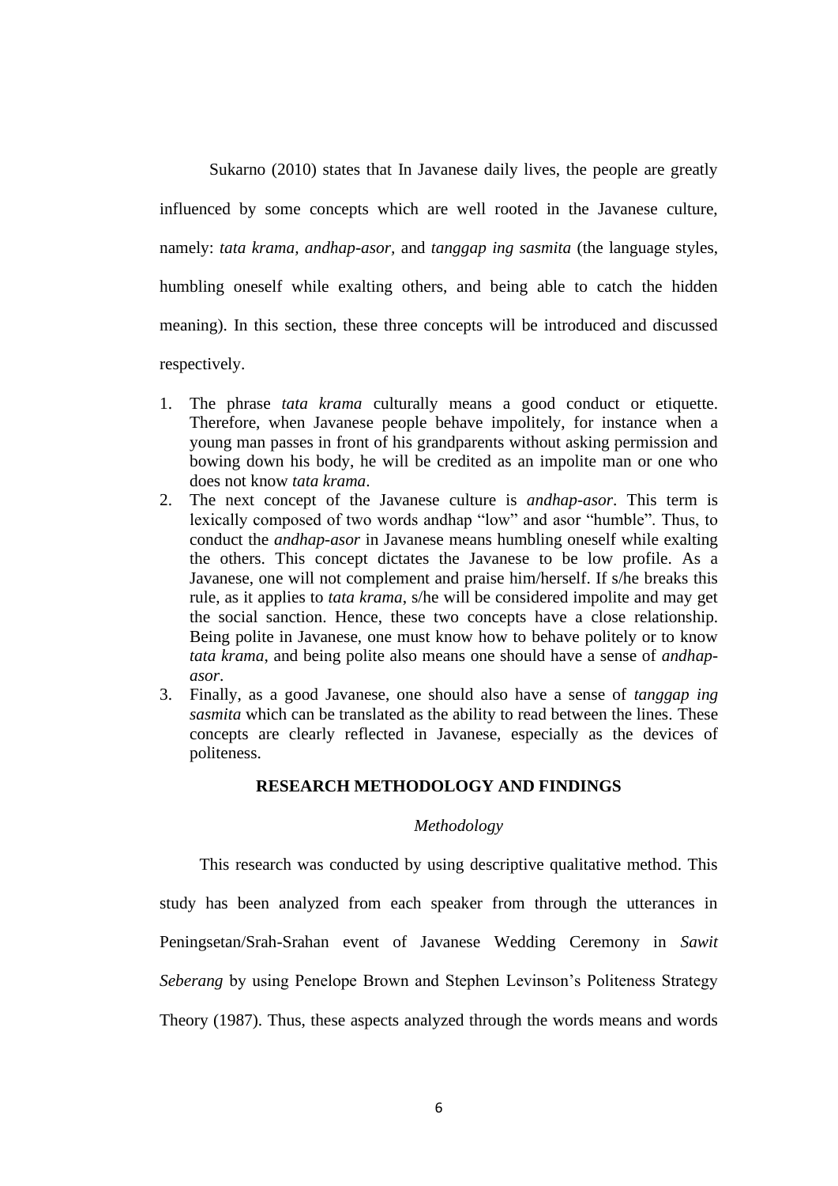Sukarno (2010) states that In Javanese daily lives, the people are greatly influenced by some concepts which are well rooted in the Javanese culture, namely: *tata krama*, *andhap-asor*, and *tanggap ing sasmita* (the language styles, humbling oneself while exalting others, and being able to catch the hidden meaning). In this section, these three concepts will be introduced and discussed respectively.

1. The phrase *tata krama* culturally means a good conduct or etiquette. Therefore, when Javanese people behave impolitely, for instance when a young man passes in front of his grandparents without asking permission and bowing down his body, he will be credited as an impolite man or one who does not know *tata krama*.
2. The next concept of the Javanese culture is *andhap-asor*. This term is lexically composed of two words andhap "low" and asor "humble". Thus, to conduct the *andhap-asor* in Javanese means humbling oneself while exalting the others. This concept dictates the Javanese to be low profile. As a Javanese, one will not complement and praise him/herself. If s/he breaks this rule, as it applies to *tata krama*, s/he will be considered impolite and may get the social sanction. Hence, these two concepts have a close relationship. Being polite in Javanese, one must know how to behave politely or to know *tata krama*, and being polite also means one should have a sense of *andhap-asor*.
3. Finally, as a good Javanese, one should also have a sense of *tanggap ing sasmita* which can be translated as the ability to read between the lines. These concepts are clearly reflected in Javanese, especially as the devices of politeness.

## RESEARCH METHODOLOGY AND FINDINGS

### *Methodology*

This research was conducted by using descriptive qualitative method. This study has been analyzed from each speaker from through the utterances in Peningsetan/Srah-Srahan event of Javanese Wedding Ceremony in *Sawit Seberang* by using Penelope Brown and Stephen Levinson's Politeness Strategy Theory (1987). Thus, these aspects analyzed through the words means and words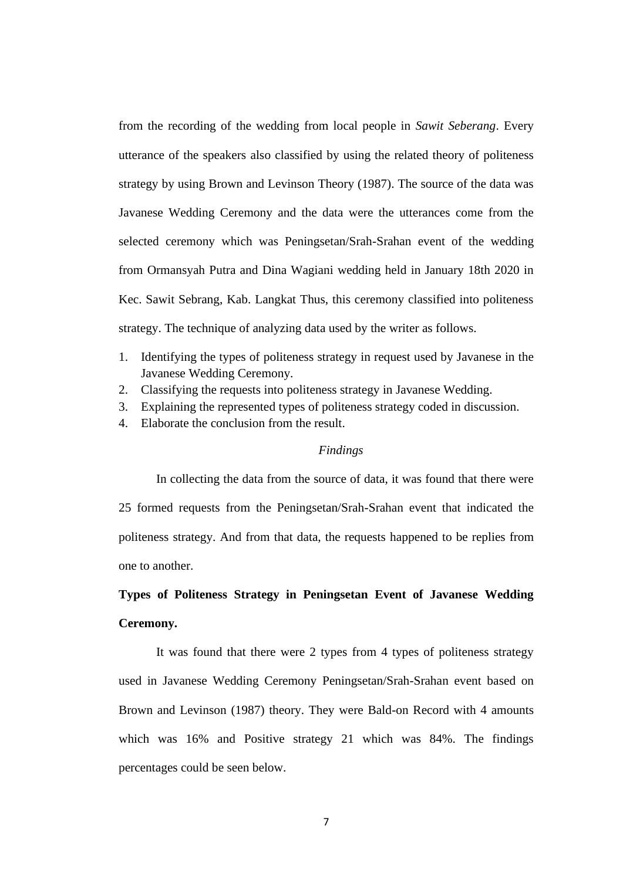from the recording of the wedding from local people in *Sawit Seberang*. Every utterance of the speakers also classified by using the related theory of politeness strategy by using Brown and Levinson Theory (1987). The source of the data was Javanese Wedding Ceremony and the data were the utterances come from the selected ceremony which was Peningsetan/Srah-Srahan event of the wedding from Ormansyah Putra and Dina Wagiani wedding held in January 18th 2020 in Kec. Sawit Sebrang, Kab. Langkat Thus, this ceremony classified into politeness strategy. The technique of analyzing data used by the writer as follows.

1. Identifying the types of politeness strategy in request used by Javanese in the Javanese Wedding Ceremony.
2. Classifying the requests into politeness strategy in Javanese Wedding.
3. Explaining the represented types of politeness strategy coded in discussion.
4. Elaborate the conclusion from the result.

## *Findings*

In collecting the data from the source of data, it was found that there were 25 formed requests from the Peningsetan/Srah-Srahan event that indicated the politeness strategy. And from that data, the requests happened to be replies from one to another.

### Types of Politeness Strategy in Peningsetan Event of Javanese Wedding Ceremony.

It was found that there were 2 types from 4 types of politeness strategy used in Javanese Wedding Ceremony Peningsetan/Srah-Srahan event based on Brown and Levinson (1987) theory. They were Bald-on Record with 4 amounts which was 16% and Positive strategy 21 which was 84%. The findings percentages could be seen below.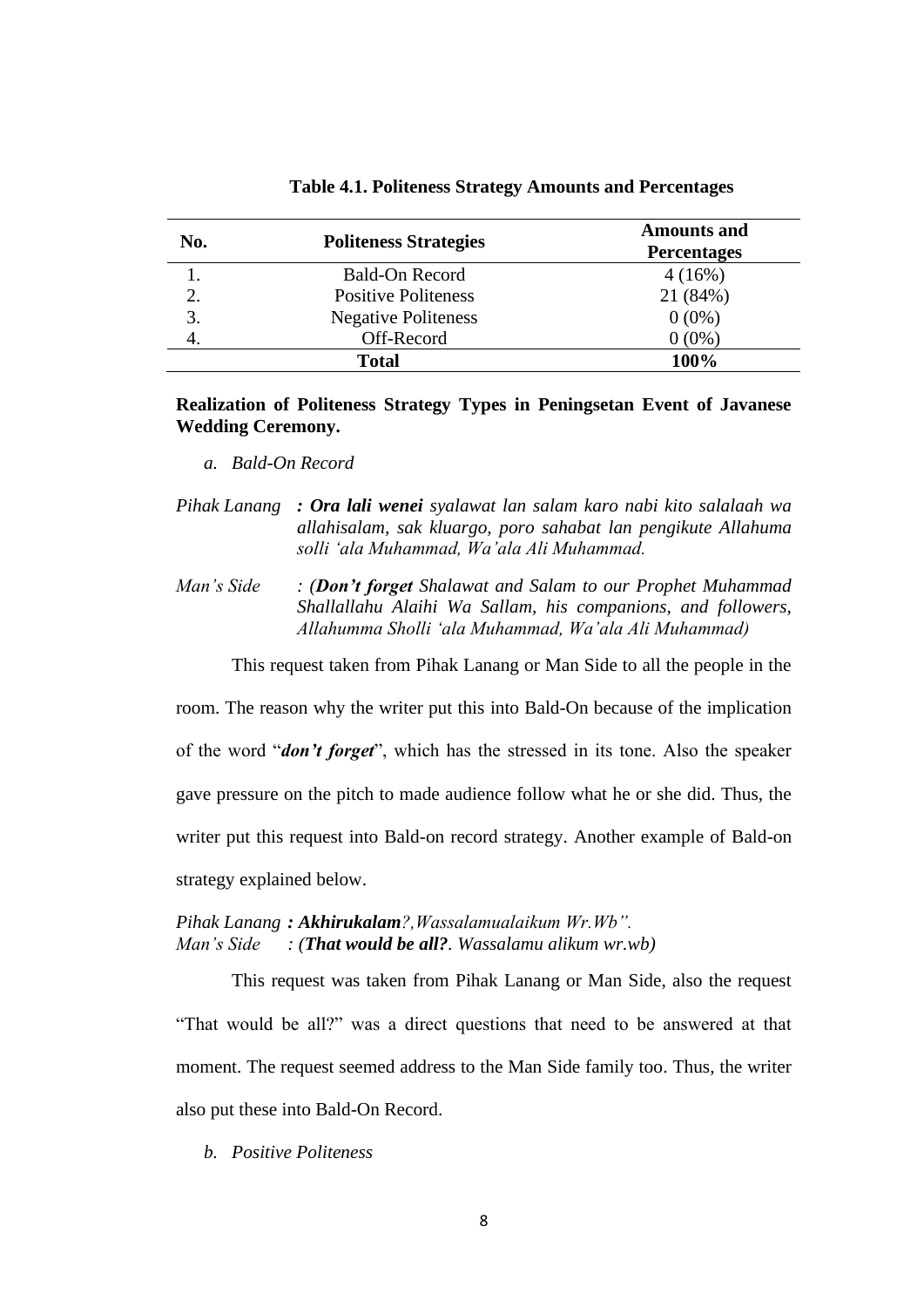**Table 4.1. Politeness Strategy Amounts and Percentages**

| No. | Politeness Strategies | Amounts and Percentages |
|---|---|---|
| 1. | Bald-On Record | 4 (16%) |
| 2. | Positive Politeness | 21 (84%) |
| 3. | Negative Politeness | 0 (0%) |
| 4. | Off-Record | 0 (0%) |
| | **Total** | **100%** |

**Realization of Politeness Strategy Types in Peningsetan Event of Javanese Wedding Ceremony.**

*a. Bald-On Record*

*Pihak Lanang* ***: Ora lali wenei*** *syalawat lan salam karo nabi kito salalaah wa allahisalam, sak kluargo, poro sahabat lan pengikute Allahuma solli 'ala Muhammad, Wa'ala Ali Muhammad.*

*Man's Side : (**Don't forget** Shalawat and Salam to our Prophet Muhammad Shallallahu Alaihi Wa Sallam, his companions, and followers, Allahumma Sholli 'ala Muhammad, Wa'ala Ali Muhammad)*

This request taken from Pihak Lanang or Man Side to all the people in the room. The reason why the writer put this into Bald-On because of the implication of the word "***don't forget***", which has the stressed in its tone. Also the speaker gave pressure on the pitch to made audience follow what he or she did. Thus, the writer put this request into Bald-on record strategy. Another example of Bald-on strategy explained below.

*Pihak Lanang* ***: Akhirukalam****?,Wassalamualaikum Wr.Wb".*
*Man's Side : (**That would be all?**. Wassalamu alikum wr.wb)*

This request was taken from Pihak Lanang or Man Side, also the request "That would be all?" was a direct questions that need to be answered at that moment. The request seemed address to the Man Side family too. Thus, the writer also put these into Bald-On Record.

*b. Positive Politeness*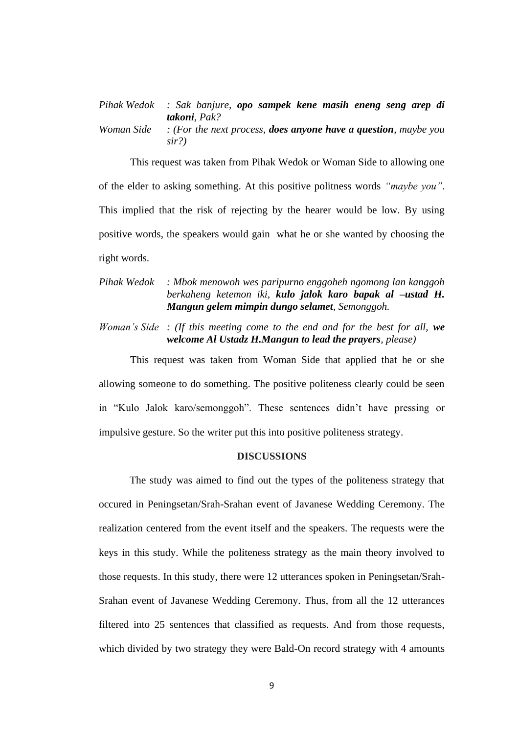*Pihak Wedok : Sak banjure, **opo sampek kene masih eneng seng arep di takoni**, Pak?*

*Woman Side : (For the next process, **does anyone have a question**, maybe you sir?)*

This request was taken from Pihak Wedok or Woman Side to allowing one of the elder to asking something. At this positive politness words *"maybe you"*. This implied that the risk of rejecting by the hearer would be low. By using positive words, the speakers would gain what he or she wanted by choosing the right words.

*Pihak Wedok : Mbok menowoh wes paripurno enggoheh ngomong lan kanggoh berkaheng ketemon iki, **kulo jalok karo bapak al –ustad H. Mangun gelem mimpin dungo selamet**, Semonggoh.*

*Woman's Side : (If this meeting come to the end and for the best for all, **we welcome Al Ustadz H.Mangun to lead the prayers**, please)*

This request was taken from Woman Side that applied that he or she allowing someone to do something. The positive politeness clearly could be seen in "Kulo Jalok karo/semonggoh". These sentences didn't have pressing or impulsive gesture. So the writer put this into positive politeness strategy.

## DISCUSSIONS

The study was aimed to find out the types of the politeness strategy that occured in Peningsetan/Srah-Srahan event of Javanese Wedding Ceremony. The realization centered from the event itself and the speakers. The requests were the keys in this study. While the politeness strategy as the main theory involved to those requests. In this study, there were 12 utterances spoken in Peningsetan/Srah-Srahan event of Javanese Wedding Ceremony. Thus, from all the 12 utterances filtered into 25 sentences that classified as requests. And from those requests, which divided by two strategy they were Bald-On record strategy with 4 amounts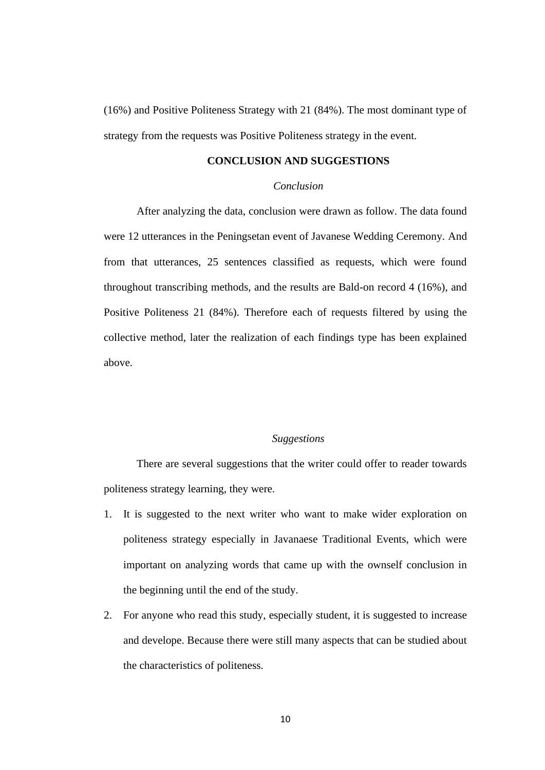(16%) and Positive Politeness Strategy with 21 (84%). The most dominant type of strategy from the requests was Positive Politeness strategy in the event.

## CONCLUSION AND SUGGESTIONS

### *Conclusion*

After analyzing the data, conclusion were drawn as follow. The data found were 12 utterances in the Peningsetan event of Javanese Wedding Ceremony. And from that utterances, 25 sentences classified as requests, which were found throughout transcribing methods, and the results are Bald-on record 4 (16%), and Positive Politeness 21 (84%). Therefore each of requests filtered by using the collective method, later the realization of each findings type has been explained above.

### *Suggestions*

There are several suggestions that the writer could offer to reader towards politeness strategy learning, they were.

1. It is suggested to the next writer who want to make wider exploration on politeness strategy especially in Javanaese Traditional Events, which were important on analyzing words that came up with the ownself conclusion in the beginning until the end of the study.
2. For anyone who read this study, especially student, it is suggested to increase and develope. Because there were still many aspects that can be studied about the characteristics of politeness.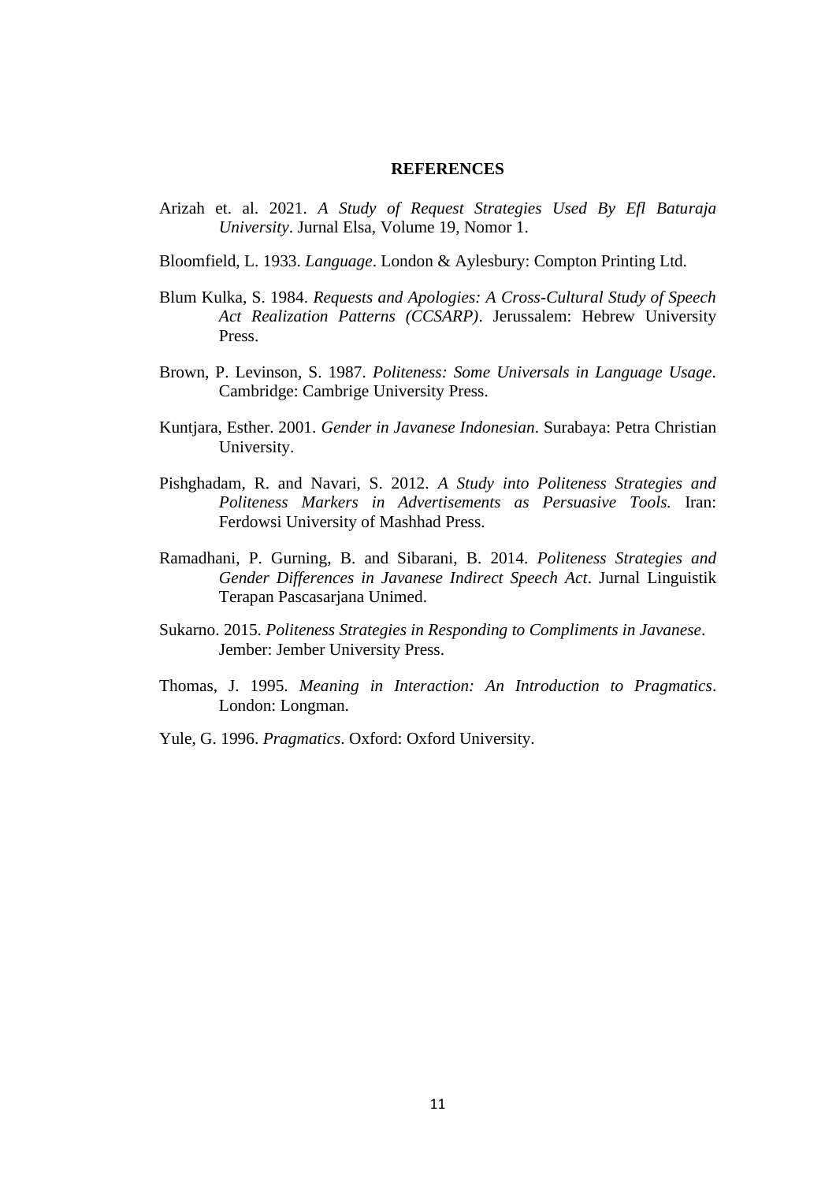# REFERENCES

Arizah et. al. 2021. *A Study of Request Strategies Used By Efl Baturaja University*. Jurnal Elsa, Volume 19, Nomor 1.

Bloomfield, L. 1933. *Language*. London & Aylesbury: Compton Printing Ltd.

Blum Kulka, S. 1984. *Requests and Apologies: A Cross-Cultural Study of Speech Act Realization Patterns (CCSARP)*. Jerussalem: Hebrew University Press.

Brown, P. Levinson, S. 1987. *Politeness: Some Universals in Language Usage*. Cambridge: Cambrige University Press.

Kuntjara, Esther. 2001. *Gender in Javanese Indonesian*. Surabaya: Petra Christian University.

Pishghadam, R. and Navari, S. 2012. *A Study into Politeness Strategies and Politeness Markers in Advertisements as Persuasive Tools.* Iran: Ferdowsi University of Mashhad Press.

Ramadhani, P. Gurning, B. and Sibarani, B. 2014. *Politeness Strategies and Gender Differences in Javanese Indirect Speech Act*. Jurnal Linguistik Terapan Pascasarjana Unimed.

Sukarno. 2015. *Politeness Strategies in Responding to Compliments in Javanese*. Jember: Jember University Press.

Thomas, J. 1995. *Meaning in Interaction: An Introduction to Pragmatics*. London: Longman.

Yule, G. 1996. *Pragmatics*. Oxford: Oxford University.